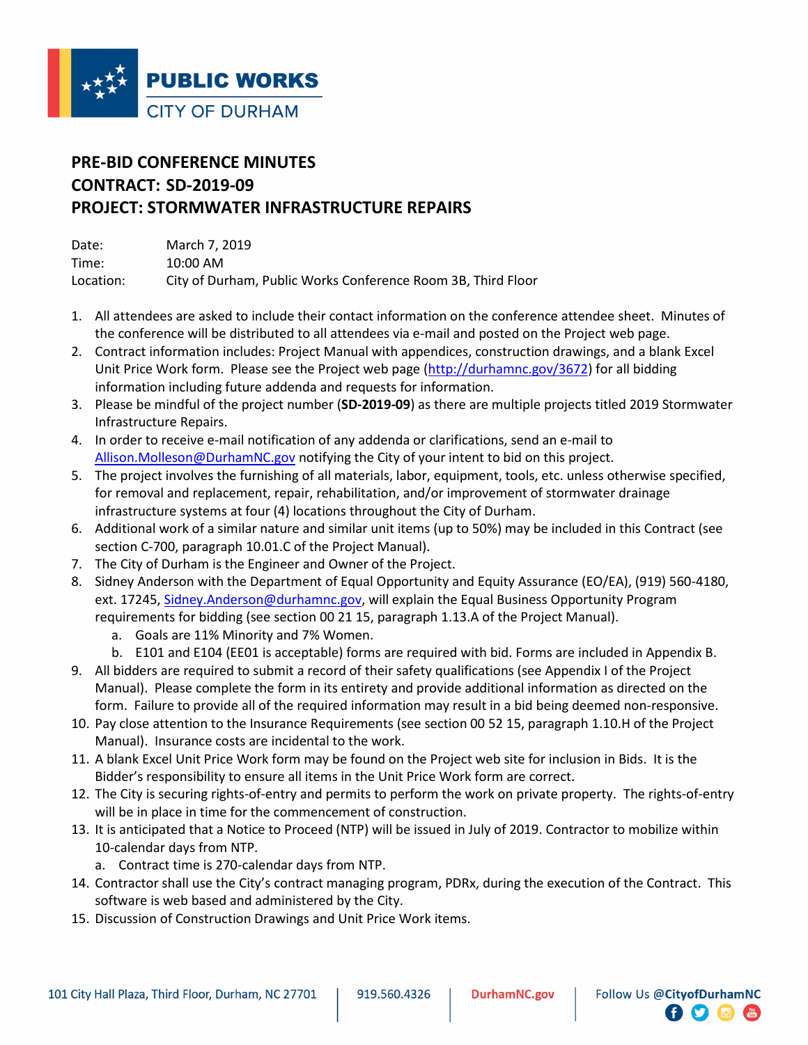PUBLIC WORKS
CITY OF DURHAM

# PRE-BID CONFERENCE MINUTES
# CONTRACT: SD-2019-09
# PROJECT: STORMWATER INFRASTRUCTURE REPAIRS

Date: March 7, 2019
Time: 10:00 AM
Location: City of Durham, Public Works Conference Room 3B, Third Floor

1. All attendees are asked to include their contact information on the conference attendee sheet. Minutes of the conference will be distributed to all attendees via e-mail and posted on the Project web page.
2. Contract information includes: Project Manual with appendices, construction drawings, and a blank Excel Unit Price Work form. Please see the Project web page (http://durhamnc.gov/3672) for all bidding information including future addenda and requests for information.
3. Please be mindful of the project number (**SD-2019-09**) as there are multiple projects titled 2019 Stormwater Infrastructure Repairs.
4. In order to receive e-mail notification of any addenda or clarifications, send an e-mail to Allison.Molleson@DurhamNC.gov notifying the City of your intent to bid on this project.
5. The project involves the furnishing of all materials, labor, equipment, tools, etc. unless otherwise specified, for removal and replacement, repair, rehabilitation, and/or improvement of stormwater drainage infrastructure systems at four (4) locations throughout the City of Durham.
6. Additional work of a similar nature and similar unit items (up to 50%) may be included in this Contract (see section C-700, paragraph 10.01.C of the Project Manual).
7. The City of Durham is the Engineer and Owner of the Project.
8. Sidney Anderson with the Department of Equal Opportunity and Equity Assurance (EO/EA), (919) 560-4180, ext. 17245, Sidney.Anderson@durhamnc.gov, will explain the Equal Business Opportunity Program requirements for bidding (see section 00 21 15, paragraph 1.13.A of the Project Manual).
   a. Goals are 11% Minority and 7% Women.
   b. E101 and E104 (EE01 is acceptable) forms are required with bid. Forms are included in Appendix B.
9. All bidders are required to submit a record of their safety qualifications (see Appendix I of the Project Manual). Please complete the form in its entirety and provide additional information as directed on the form. Failure to provide all of the required information may result in a bid being deemed non-responsive.
10. Pay close attention to the Insurance Requirements (see section 00 52 15, paragraph 1.10.H of the Project Manual). Insurance costs are incidental to the work.
11. A blank Excel Unit Price Work form may be found on the Project web site for inclusion in Bids. It is the Bidder's responsibility to ensure all items in the Unit Price Work form are correct.
12. The City is securing rights-of-entry and permits to perform the work on private property. The rights-of-entry will be in place in time for the commencement of construction.
13. It is anticipated that a Notice to Proceed (NTP) will be issued in July of 2019. Contractor to mobilize within 10-calendar days from NTP.
    a. Contract time is 270-calendar days from NTP.
14. Contractor shall use the City's contract managing program, PDRx, during the execution of the Contract. This software is web based and administered by the City.
15. Discussion of Construction Drawings and Unit Price Work items.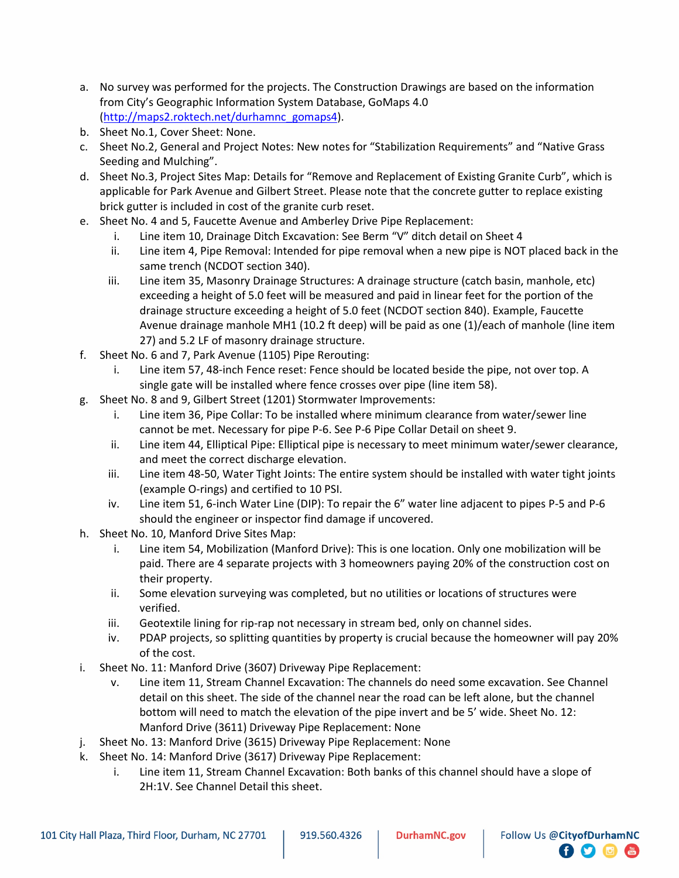a. No survey was performed for the projects. The Construction Drawings are based on the information from City's Geographic Information System Database, GoMaps 4.0 (http://maps2.roktech.net/durhamnc_gomaps4).

b. Sheet No.1, Cover Sheet: None.

c. Sheet No.2, General and Project Notes: New notes for "Stabilization Requirements" and "Native Grass Seeding and Mulching".

d. Sheet No.3, Project Sites Map: Details for "Remove and Replacement of Existing Granite Curb", which is applicable for Park Avenue and Gilbert Street. Please note that the concrete gutter to replace existing brick gutter is included in cost of the granite curb reset.

e. Sheet No. 4 and 5, Faucette Avenue and Amberley Drive Pipe Replacement:
    - i. Line item 10, Drainage Ditch Excavation: See Berm "V" ditch detail on Sheet 4
    - ii. Line item 4, Pipe Removal: Intended for pipe removal when a new pipe is NOT placed back in the same trench (NCDOT section 340).
    - iii. Line item 35, Masonry Drainage Structures: A drainage structure (catch basin, manhole, etc) exceeding a height of 5.0 feet will be measured and paid in linear feet for the portion of the drainage structure exceeding a height of 5.0 feet (NCDOT section 840). Example, Faucette Avenue drainage manhole MH1 (10.2 ft deep) will be paid as one (1)/each of manhole (line item 27) and 5.2 LF of masonry drainage structure.

f. Sheet No. 6 and 7, Park Avenue (1105) Pipe Rerouting:
    - i. Line item 57, 48-inch Fence reset: Fence should be located beside the pipe, not over top. A single gate will be installed where fence crosses over pipe (line item 58).

g. Sheet No. 8 and 9, Gilbert Street (1201) Stormwater Improvements:
    - i. Line item 36, Pipe Collar: To be installed where minimum clearance from water/sewer line cannot be met. Necessary for pipe P-6. See P-6 Pipe Collar Detail on sheet 9.
    - ii. Line item 44, Elliptical Pipe: Elliptical pipe is necessary to meet minimum water/sewer clearance, and meet the correct discharge elevation.
    - iii. Line item 48-50, Water Tight Joints: The entire system should be installed with water tight joints (example O-rings) and certified to 10 PSI.
    - iv. Line item 51, 6-inch Water Line (DIP): To repair the 6" water line adjacent to pipes P-5 and P-6 should the engineer or inspector find damage if uncovered.

h. Sheet No. 10, Manford Drive Sites Map:
    - i. Line item 54, Mobilization (Manford Drive): This is one location. Only one mobilization will be paid. There are 4 separate projects with 3 homeowners paying 20% of the construction cost on their property.
    - ii. Some elevation surveying was completed, but no utilities or locations of structures were verified.
    - iii. Geotextile lining for rip-rap not necessary in stream bed, only on channel sides.
    - iv. PDAP projects, so splitting quantities by property is crucial because the homeowner will pay 20% of the cost.

i. Sheet No. 11: Manford Drive (3607) Driveway Pipe Replacement:
    - v. Line item 11, Stream Channel Excavation: The channels do need some excavation. See Channel detail on this sheet. The side of the channel near the road can be left alone, but the channel bottom will need to match the elevation of the pipe invert and be 5' wide. Sheet No. 12: Manford Drive (3611) Driveway Pipe Replacement: None

j. Sheet No. 13: Manford Drive (3615) Driveway Pipe Replacement: None

k. Sheet No. 14: Manford Drive (3617) Driveway Pipe Replacement:
    - i. Line item 11, Stream Channel Excavation: Both banks of this channel should have a slope of 2H:1V. See Channel Detail this sheet.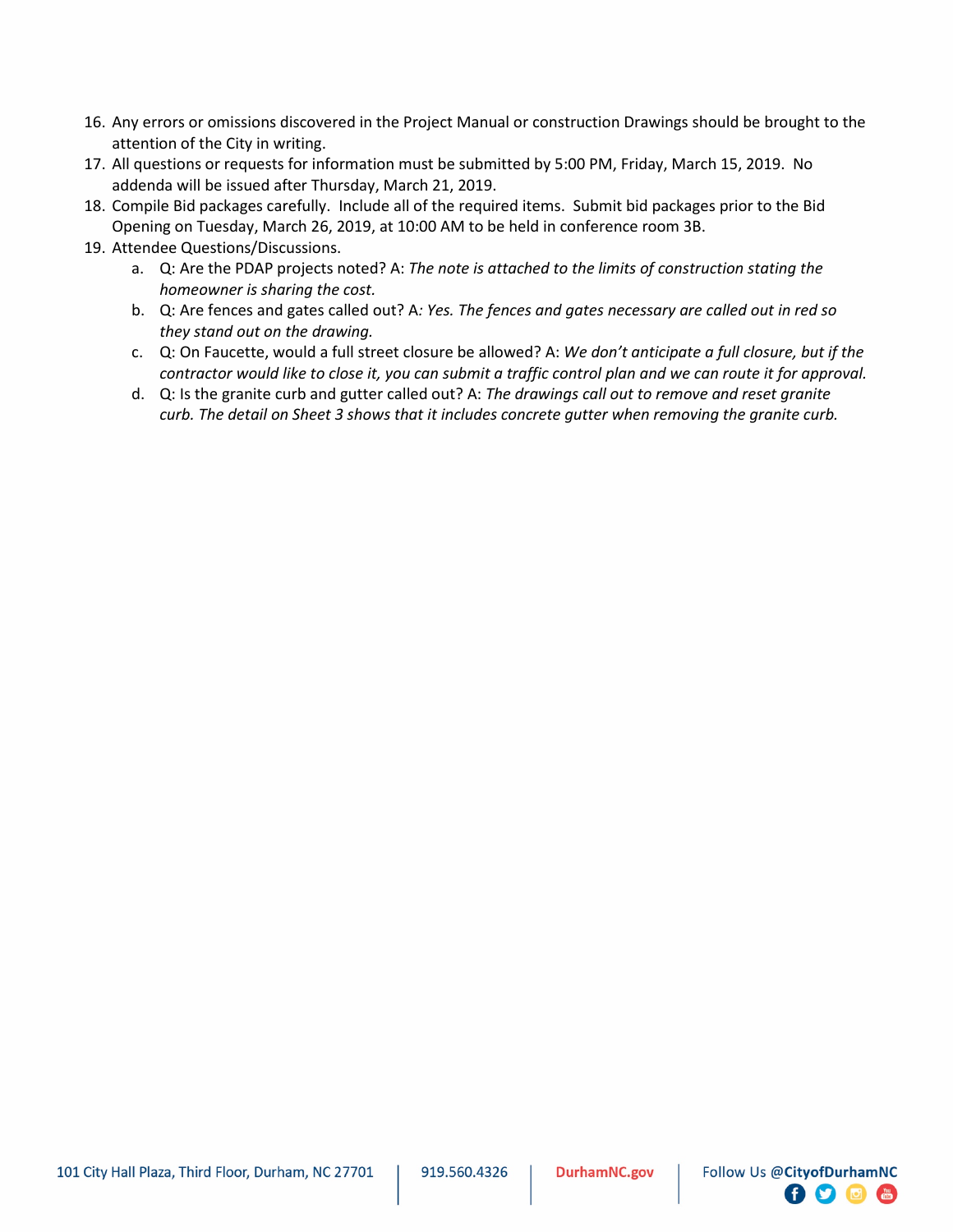16. Any errors or omissions discovered in the Project Manual or construction Drawings should be brought to the attention of the City in writing.
17. All questions or requests for information must be submitted by 5:00 PM, Friday, March 15, 2019. No addenda will be issued after Thursday, March 21, 2019.
18. Compile Bid packages carefully. Include all of the required items. Submit bid packages prior to the Bid Opening on Tuesday, March 26, 2019, at 10:00 AM to be held in conference room 3B.
19. Attendee Questions/Discussions.
    a. Q: Are the PDAP projects noted? A: *The note is attached to the limits of construction stating the homeowner is sharing the cost.*
    b. Q: Are fences and gates called out? A*: Yes. The fences and gates necessary are called out in red so they stand out on the drawing.*
    c. Q: On Faucette, would a full street closure be allowed? A: *We don't anticipate a full closure, but if the contractor would like to close it, you can submit a traffic control plan and we can route it for approval.*
    d. Q: Is the granite curb and gutter called out? A: *The drawings call out to remove and reset granite curb. The detail on Sheet 3 shows that it includes concrete gutter when removing the granite curb.*